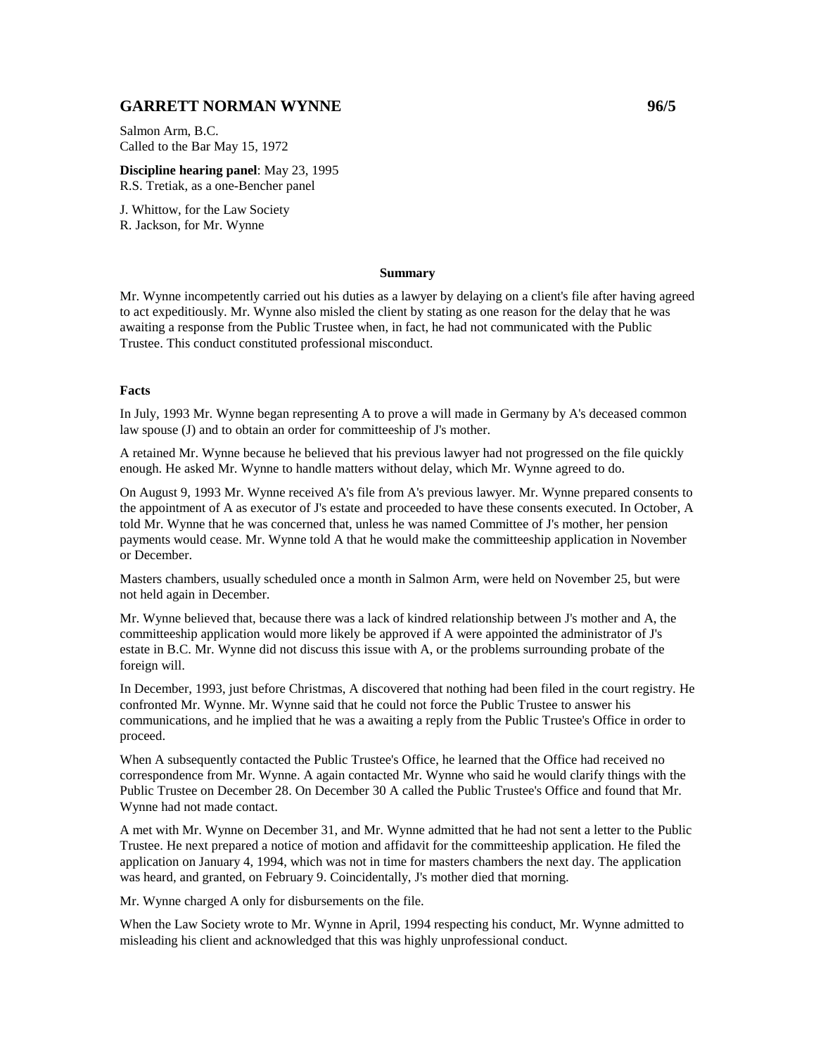## GARRETT NORMAN WYNNE 96/5

Salmon Arm, B.C.
Called to the Bar May 15, 1972

**Discipline hearing panel**: May 23, 1995
R.S. Tretiak, as a one-Bencher panel

J. Whittow, for the Law Society
R. Jackson, for Mr. Wynne

### Summary

Mr. Wynne incompetently carried out his duties as a lawyer by delaying on a client's file after having agreed to act expeditiously. Mr. Wynne also misled the client by stating as one reason for the delay that he was awaiting a response from the Public Trustee when, in fact, he had not communicated with the Public Trustee. This conduct constituted professional misconduct.

### Facts

In July, 1993 Mr. Wynne began representing A to prove a will made in Germany by A's deceased common law spouse (J) and to obtain an order for committeeship of J's mother.

A retained Mr. Wynne because he believed that his previous lawyer had not progressed on the file quickly enough. He asked Mr. Wynne to handle matters without delay, which Mr. Wynne agreed to do.

On August 9, 1993 Mr. Wynne received A's file from A's previous lawyer. Mr. Wynne prepared consents to the appointment of A as executor of J's estate and proceeded to have these consents executed. In October, A told Mr. Wynne that he was concerned that, unless he was named Committee of J's mother, her pension payments would cease. Mr. Wynne told A that he would make the committeeship application in November or December.

Masters chambers, usually scheduled once a month in Salmon Arm, were held on November 25, but were not held again in December.

Mr. Wynne believed that, because there was a lack of kindred relationship between J's mother and A, the committeeship application would more likely be approved if A were appointed the administrator of J's estate in B.C. Mr. Wynne did not discuss this issue with A, or the problems surrounding probate of the foreign will.

In December, 1993, just before Christmas, A discovered that nothing had been filed in the court registry. He confronted Mr. Wynne. Mr. Wynne said that he could not force the Public Trustee to answer his communications, and he implied that he was a awaiting a reply from the Public Trustee's Office in order to proceed.

When A subsequently contacted the Public Trustee's Office, he learned that the Office had received no correspondence from Mr. Wynne. A again contacted Mr. Wynne who said he would clarify things with the Public Trustee on December 28. On December 30 A called the Public Trustee's Office and found that Mr. Wynne had not made contact.

A met with Mr. Wynne on December 31, and Mr. Wynne admitted that he had not sent a letter to the Public Trustee. He next prepared a notice of motion and affidavit for the committeeship application. He filed the application on January 4, 1994, which was not in time for masters chambers the next day. The application was heard, and granted, on February 9. Coincidentally, J's mother died that morning.

Mr. Wynne charged A only for disbursements on the file.

When the Law Society wrote to Mr. Wynne in April, 1994 respecting his conduct, Mr. Wynne admitted to misleading his client and acknowledged that this was highly unprofessional conduct.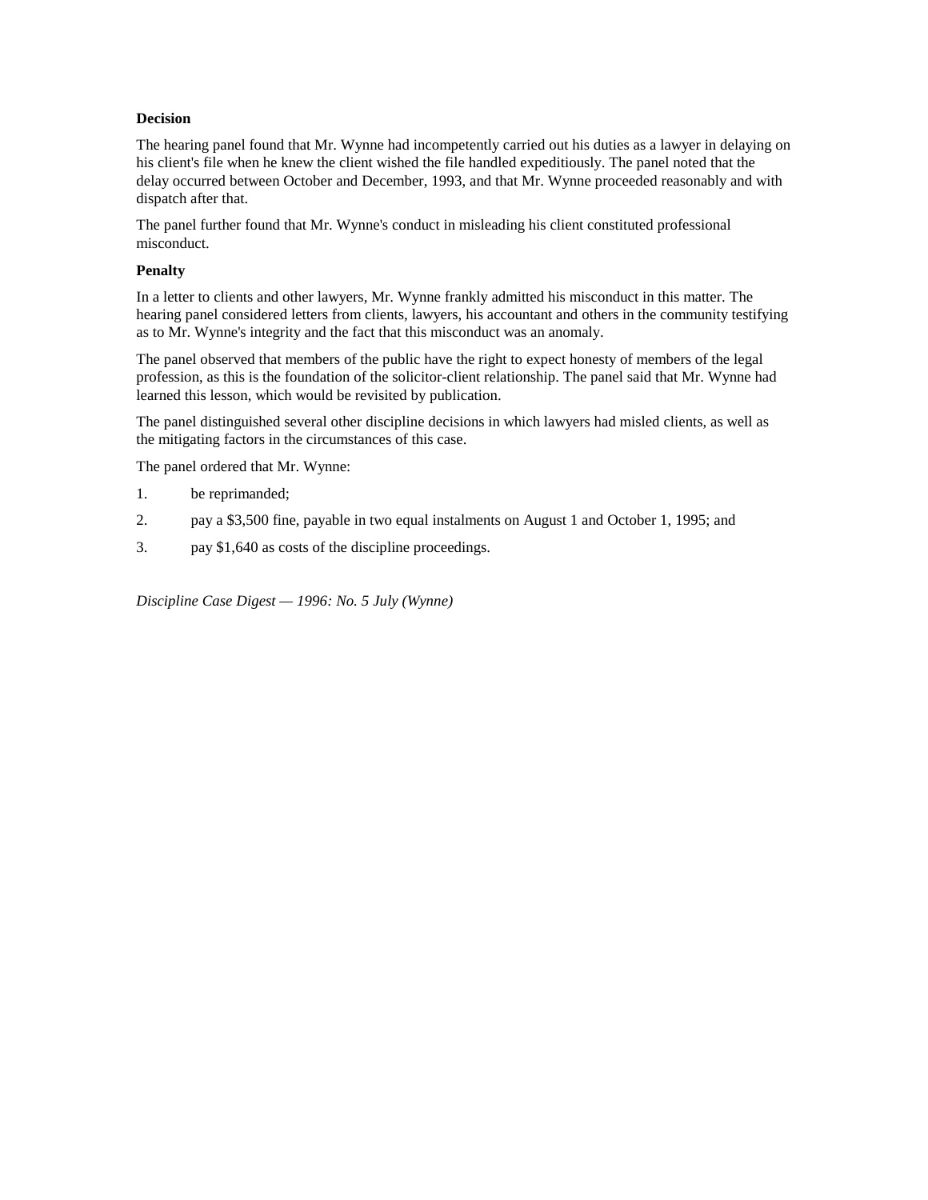**Decision**

The hearing panel found that Mr. Wynne had incompetently carried out his duties as a lawyer in delaying on his client's file when he knew the client wished the file handled expeditiously. The panel noted that the delay occurred between October and December, 1993, and that Mr. Wynne proceeded reasonably and with dispatch after that.

The panel further found that Mr. Wynne's conduct in misleading his client constituted professional misconduct.

**Penalty**

In a letter to clients and other lawyers, Mr. Wynne frankly admitted his misconduct in this matter. The hearing panel considered letters from clients, lawyers, his accountant and others in the community testifying as to Mr. Wynne's integrity and the fact that this misconduct was an anomaly.

The panel observed that members of the public have the right to expect honesty of members of the legal profession, as this is the foundation of the solicitor-client relationship. The panel said that Mr. Wynne had learned this lesson, which would be revisited by publication.

The panel distinguished several other discipline decisions in which lawyers had misled clients, as well as the mitigating factors in the circumstances of this case.

The panel ordered that Mr. Wynne:

1. be reprimanded;
2. pay a $3,500 fine, payable in two equal instalments on August 1 and October 1, 1995; and
3. pay $1,640 as costs of the discipline proceedings.

*Discipline Case Digest — 1996: No. 5 July (Wynne)*